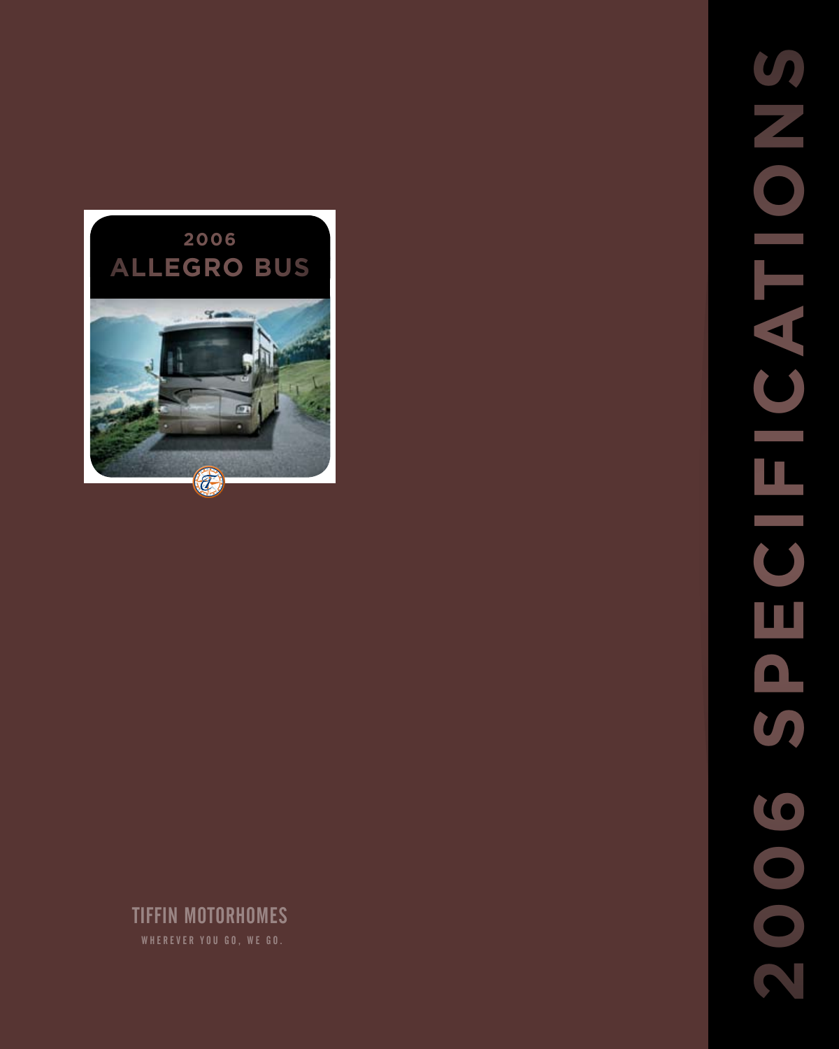# 2006 ALLEGRO BUS

TIFFIN MOTORHOMES

WHEREVER YOU GO, WE GO.

# 2006 SPECIFICATIONS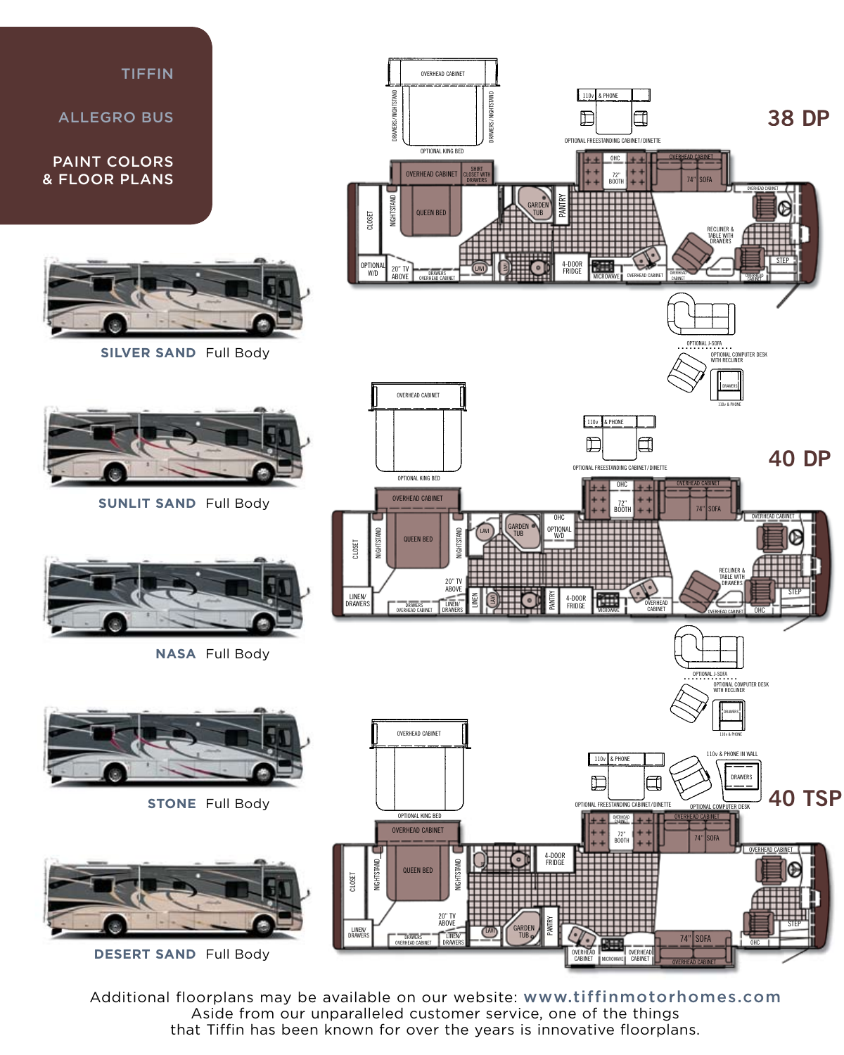# TIFFIN

## ALLEGRO BUS

## PAINT COLORS & FLOOR PLANS

**SILVER SAND** Full Body

**SUNLIT SAND** Full Body

**NASA** Full Body

**STONE** Full Body

**DESERT SAND** Full Body

## 38 DP

OVERHEAD CABINET
DRAWERS/NIGHTSTAND
DRAWERS/NIGHTSTAND
OPTIONAL KING BED
110v & PHONE
OPTIONAL FREESTANDING CABINET/DINETTE
OVERHEAD CABINET
SHIRT CLOSET WITH DRAWERS
OHC
72" BOOTH
OVERHEAD CABINET
74" SOFA
OVERHEAD CABINET
CLOSET
NIGHTSTAND
QUEEN BED
GARDEN TUB
PANTRY
RECLINER & TABLE WITH DRAWERS
OPTIONAL W/D
20" TV ABOVE
DRAWERS OVERHEAD CABINET
LAVI
LAVI
4-DOOR FRIDGE
MICROWAVE
OVERHEAD CABINET
OVERHEAD CABINET
STEP
OVERHEAD CABINET
OPTIONAL J-SOFA
OPTIONAL COMPUTER DESK WITH RECLINER
DRAWERS
110v & PHONE

## 40 DP

OVERHEAD CABINET
OPTIONAL KING BED
110v & PHONE
OPTIONAL FREESTANDING CABINET/DINETTE
OHC
OVERHEAD CABINET
OVERHEAD CABINET
72" BOOTH
74" SOFA
OHC
OVERHEAD CABINET
CLOSET
NIGHTSTAND
QUEEN BED
NIGHTSTAND
LAVI
GARDEN TUB
OPTIONAL W/D
RECLINER & TABLE WITH DRAWERS
20" TV ABOVE
LINEN/DRAWERS
DRAWERS OVERHEAD CABINET
LINEN/DRAWERS
LINEN
LAVI
PANTRY
4-DOOR FRIDGE
MICROWAVE
OVERHEAD CABINET
OVERHEAD CABINET
OHC
STEP
OPTIONAL J-SOFA
OPTIONAL COMPUTER DESK WITH RECLINER
DRAWERS
110v & PHONE

## 40 TSP

OVERHEAD CABINET
OPTIONAL KING BED
110v & PHONE
OPTIONAL FREESTANDING CABINET/DINETTE
110v & PHONE IN WALL
DRAWERS
OPTIONAL COMPUTER DESK
OVERHEAD CABINET
OVERHEAD CABINET
OVERHEAD CABINET
72" BOOTH
74" SOFA
OVERHEAD CABINET
CLOSET
NIGHTSTAND
QUEEN BED
NIGHTSTAND
4-DOOR FRIDGE
20" TV ABOVE
LINEN/DRAWERS
DRAWERS OVERHEAD CABINET
LINEN/DRAWERS
LAVI
GARDEN TUB
PANTRY
OVERHEAD CABINET
MICROWAVE
OVERHEAD CABINET
74" SOFA
OVERHEAD CABINET
OHC
STEP

Additional floorplans may be available on our website: **www.tiffinmotorhomes.com**
Aside from our unparalleled customer service, one of the things that Tiffin has been known for over the years is innovative floorplans.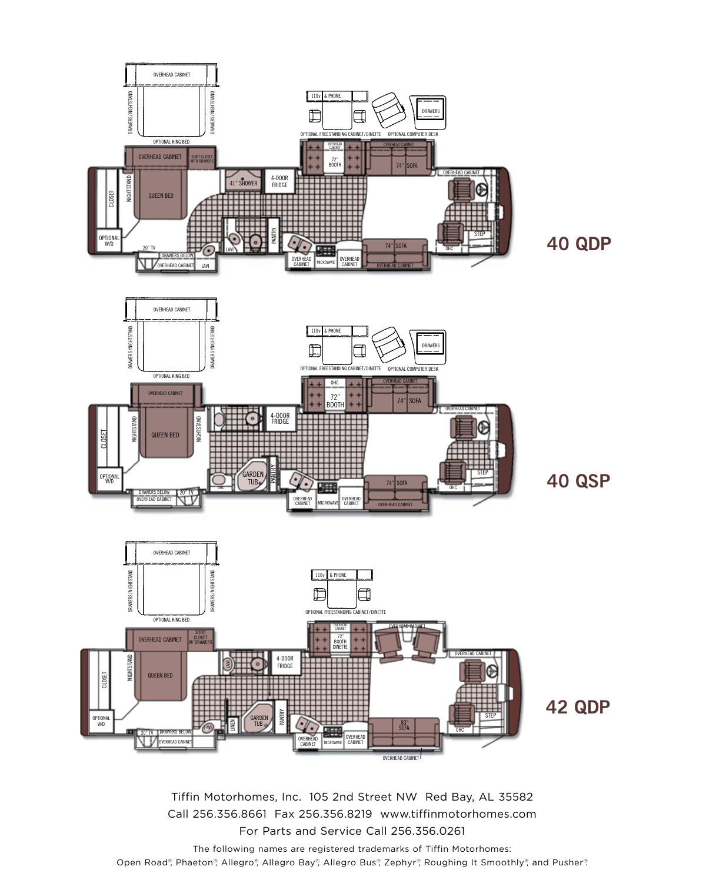40 QDP

40 QSP

42 QDP

Tiffin Motorhomes, Inc. 105 2nd Street NW Red Bay, AL 35582
Call 256.356.8661 Fax 256.356.8219 www.tiffinmotorhomes.com
For Parts and Service Call 256.356.0261

The following names are registered trademarks of Tiffin Motorhomes:
Open Road®, Phaeton®, Allegro®, Allegro Bay®, Allegro Bus®, Zephyr®, Roughing It Smoothly®, and Pusher®.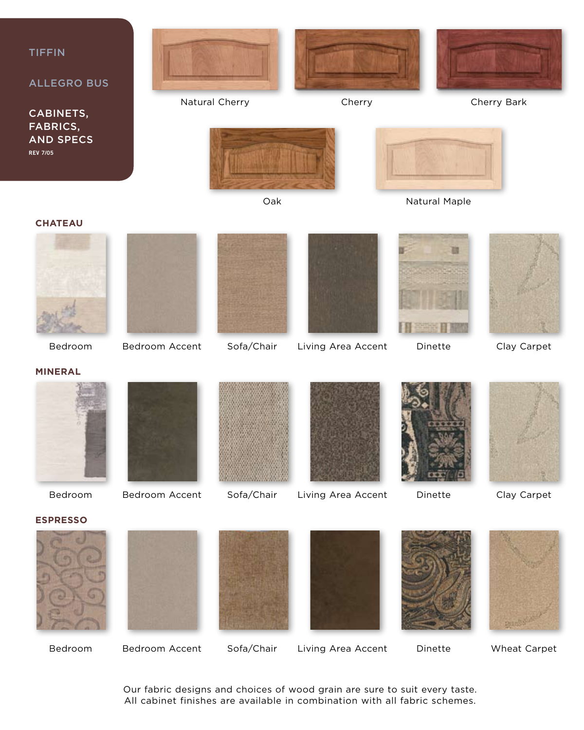TIFFIN

ALLEGRO BUS

# CABINETS, FABRICS, AND SPECS

REV 7/05

Natural Cherry

Cherry

Cherry Bark

Oak

Natural Maple

## CHATEAU

Bedroom

Bedroom Accent

Sofa/Chair

Living Area Accent

Dinette

Clay Carpet

## MINERAL

Bedroom

Bedroom Accent

Sofa/Chair

Living Area Accent

Dinette

Clay Carpet

## ESPRESSO

Bedroom

Bedroom Accent

Sofa/Chair

Living Area Accent

Dinette

Wheat Carpet

Our fabric designs and choices of wood grain are sure to suit every taste.
All cabinet finishes are available in combination with all fabric schemes.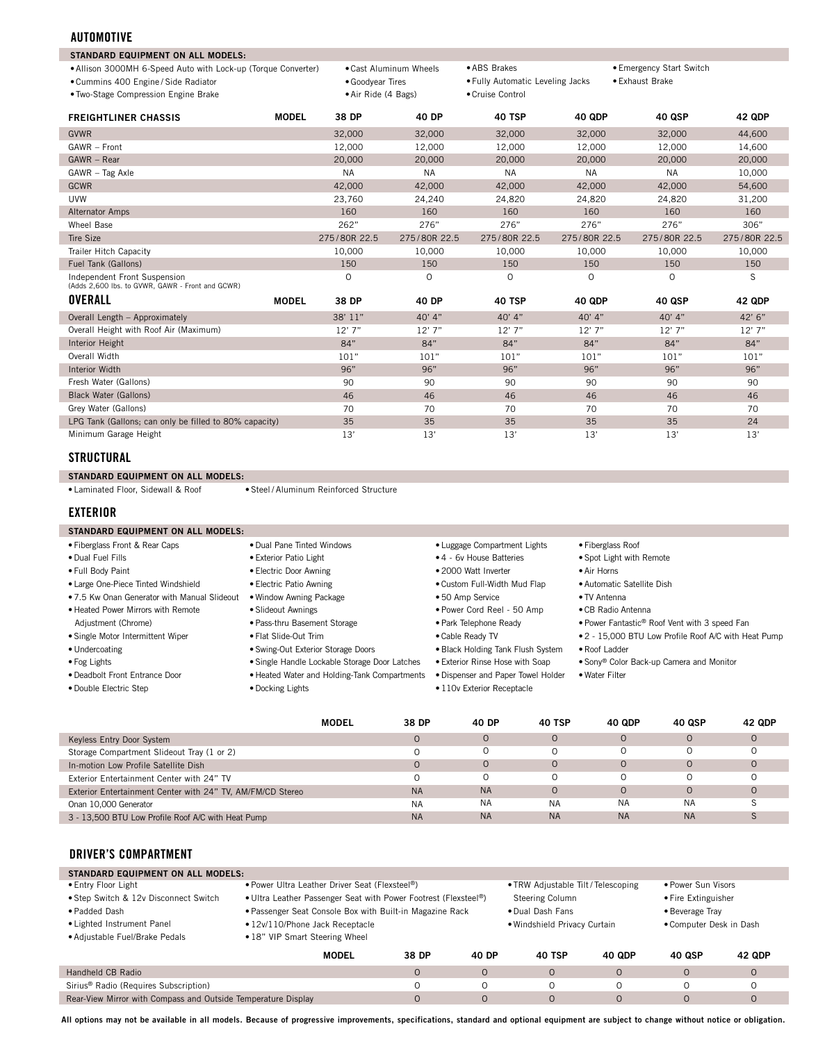## AUTOMOTIVE

**STANDARD EQUIPMENT ON ALL MODELS:**

- Allison 3000MH 6-Speed Auto with Lock-up (Torque Converter)
- Cummins 400 Engine / Side Radiator
- Two-Stage Compression Engine Brake
- Cast Aluminum Wheels
- Goodyear Tires
- Air Ride (4 Bags)
- ABS Brakes
- Fully Automatic Leveling Jacks
- Cruise Control
- Emergency Start Switch
- Exhaust Brake

| FREIGHTLINER CHASSIS MODEL | 38 DP | 40 DP | 40 TSP | 40 QDP | 40 QSP | 42 QDP |
|---|---|---|---|---|---|---|
| GVWR | 32,000 | 32,000 | 32,000 | 32,000 | 32,000 | 44,600 |
| GAWR – Front | 12,000 | 12,000 | 12,000 | 12,000 | 12,000 | 14,600 |
| GAWR – Rear | 20,000 | 20,000 | 20,000 | 20,000 | 20,000 | 20,000 |
| GAWR – Tag Axle | NA | NA | NA | NA | NA | 10,000 |
| GCWR | 42,000 | 42,000 | 42,000 | 42,000 | 42,000 | 54,600 |
| UVW | 23,760 | 24,240 | 24,820 | 24,820 | 24,820 | 31,200 |
| Alternator Amps | 160 | 160 | 160 | 160 | 160 | 160 |
| Wheel Base | 262" | 276" | 276" | 276" | 276" | 306" |
| Tire Size | 275/80R 22.5 | 275/80R 22.5 | 275/80R 22.5 | 275/80R 22.5 | 275/80R 22.5 | 275/80R 22.5 |
| Trailer Hitch Capacity | 10,000 | 10,000 | 10,000 | 10,000 | 10,000 | 10,000 |
| Fuel Tank (Gallons) | 150 | 150 | 150 | 150 | 150 | 150 |
| Independent Front Suspension (Adds 2,600 lbs. to GVWR, GAWR - Front and GCWR) | O | O | O | O | O | S |

| OVERALL MODEL | 38 DP | 40 DP | 40 TSP | 40 QDP | 40 QSP | 42 QDP |
|---|---|---|---|---|---|---|
| Overall Length – Approximately | 38' 11" | 40' 4" | 40' 4" | 40' 4" | 40' 4" | 42' 6" |
| Overall Height with Roof Air (Maximum) | 12' 7" | 12' 7" | 12' 7" | 12' 7" | 12' 7" | 12' 7" |
| Interior Height | 84" | 84" | 84" | 84" | 84" | 84" |
| Overall Width | 101" | 101" | 101" | 101" | 101" | 101" |
| Interior Width | 96" | 96" | 96" | 96" | 96" | 96" |
| Fresh Water (Gallons) | 90 | 90 | 90 | 90 | 90 | 90 |
| Black Water (Gallons) | 46 | 46 | 46 | 46 | 46 | 46 |
| Grey Water (Gallons) | 70 | 70 | 70 | 70 | 70 | 70 |
| LPG Tank (Gallons; can only be filled to 80% capacity) | 35 | 35 | 35 | 35 | 35 | 24 |
| Minimum Garage Height | 13' | 13' | 13' | 13' | 13' | 13' |

## STRUCTURAL

**STANDARD EQUIPMENT ON ALL MODELS:**

- Laminated Floor, Sidewall & Roof
- Steel / Aluminum Reinforced Structure

## EXTERIOR

**STANDARD EQUIPMENT ON ALL MODELS:**

- Fiberglass Front & Rear Caps
- Dual Fuel Fills
- Full Body Paint
- Large One-Piece Tinted Windshield
- 7.5 Kw Onan Generator with Manual Slideout
- Heated Power Mirrors with Remote Adjustment (Chrome)
- Single Motor Intermittent Wiper
- Undercoating
- Fog Lights
- Deadbolt Front Entrance Door
- Double Electric Step
- Dual Pane Tinted Windows
- Exterior Patio Light
- Electric Door Awning
- Electric Patio Awning
- Window Awning Package
- Slideout Awnings
- Pass-thru Basement Storage
- Flat Slide-Out Trim
- Swing-Out Exterior Storage Doors
- Single Handle Lockable Storage Door Latches
- Heated Water and Holding-Tank Compartments
- Docking Lights
- Luggage Compartment Lights
- 4 - 6v House Batteries
- 2000 Watt Inverter
- Custom Full-Width Mud Flap
- 50 Amp Service
- Power Cord Reel - 50 Amp
- Park Telephone Ready
- Cable Ready TV
- Black Holding Tank Flush System
- Exterior Rinse Hose with Soap
- Dispenser and Paper Towel Holder
- 110v Exterior Receptacle
- Fiberglass Roof
- Spot Light with Remote
- Air Horns
- Automatic Satellite Dish
- TV Antenna
- CB Radio Antenna
- Power Fantastic® Roof Vent with 3 speed Fan
- 2 - 15,000 BTU Low Profile Roof A/C with Heat Pump
- Roof Ladder
- Sony® Color Back-up Camera and Monitor
- Water Filter

| MODEL | 38 DP | 40 DP | 40 TSP | 40 QDP | 40 QSP | 42 QDP |
|---|---|---|---|---|---|---|
| Keyless Entry Door System | O | O | O | O | O | O |
| Storage Compartment Slideout Tray (1 or 2) | O | O | O | O | O | O |
| In-motion Low Profile Satellite Dish | O | O | O | O | O | O |
| Exterior Entertainment Center with 24" TV | O | O | O | O | O | O |
| Exterior Entertainment Center with 24" TV, AM/FM/CD Stereo | NA | NA | O | O | O | O |
| Onan 10,000 Generator | NA | NA | NA | NA | NA | S |
| 3 - 13,500 BTU Low Profile Roof A/C with Heat Pump | NA | NA | NA | NA | NA | S |

## DRIVER'S COMPARTMENT

**STANDARD EQUIPMENT ON ALL MODELS:**

- Entry Floor Light
- Step Switch & 12v Disconnect Switch
- Padded Dash
- Lighted Instrument Panel
- Adjustable Fuel/Brake Pedals
- Power Ultra Leather Driver Seat (Flexsteel®)
- Ultra Leather Passenger Seat with Power Footrest (Flexsteel®)
- Passenger Seat Console Box with Built-in Magazine Rack
- 12v/110/Phone Jack Receptacle
- 18" VIP Smart Steering Wheel
- TRW Adjustable Tilt / Telescoping Steering Column
- Dual Dash Fans
- Windshield Privacy Curtain
- Power Sun Visors
- Fire Extinguisher
- Beverage Tray
- Computer Desk in Dash

| MODEL | 38 DP | 40 DP | 40 TSP | 40 QDP | 40 QSP | 42 QDP |
|---|---|---|---|---|---|---|
| Handheld CB Radio | O | O | O | O | O | O |
| Sirius® Radio (Requires Subscription) | O | O | O | O | O | O |
| Rear-View Mirror with Compass and Outside Temperature Display | O | O | O | O | O | O |

**All options may not be available in all models. Because of progressive improvements, specifications, standard and optional equipment are subject to change without notice or obligation.**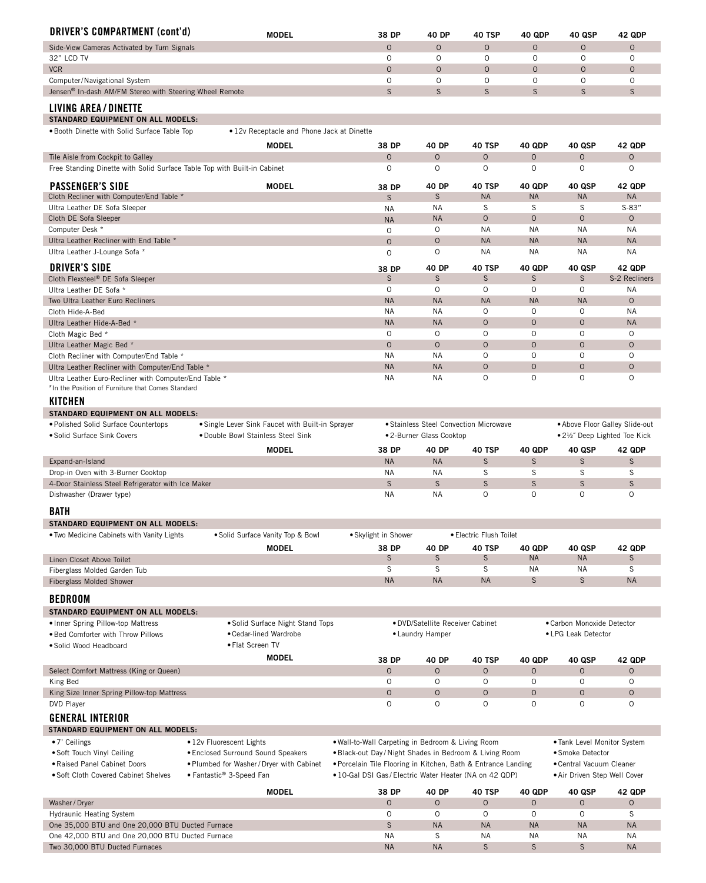## DRIVER'S COMPARTMENT (cont'd)

| MODEL | 38 DP | 40 DP | 40 TSP | 40 QDP | 40 QSP | 42 QDP |
|---|---|---|---|---|---|---|
| Side-View Cameras Activated by Turn Signals | O | O | O | O | O | O |
| 32" LCD TV | O | O | O | O | O | O |
| VCR | O | O | O | O | O | O |
| Computer/Navigational System | O | O | O | O | O | O |
| Jensen® In-dash AM/FM Stereo with Steering Wheel Remote | S | S | S | S | S | S |

## LIVING AREA / DINETTE

**STANDARD EQUIPMENT ON ALL MODELS:**

- Booth Dinette with Solid Surface Table Top
- 12v Receptacle and Phone Jack at Dinette

| MODEL | 38 DP | 40 DP | 40 TSP | 40 QDP | 40 QSP | 42 QDP |
|---|---|---|---|---|---|---|
| Tile Aisle from Cockpit to Galley | O | O | O | O | O | O |
| Free Standing Dinette with Solid Surface Table Top with Built-in Cabinet | O | O | O | O | O | O |

## PASSENGER'S SIDE

| MODEL | 38 DP | 40 DP | 40 TSP | 40 QDP | 40 QSP | 42 QDP |
|---|---|---|---|---|---|---|
| Cloth Recliner with Computer/End Table * | S | S | NA | NA | NA | NA |
| Ultra Leather DE Sofa Sleeper | NA | NA | S | S | S | S-83" |
| Cloth DE Sofa Sleeper | NA | NA | O | O | O | O |
| Computer Desk * | O | O | NA | NA | NA | NA |
| Ultra Leather Recliner with End Table * | O | O | NA | NA | NA | NA |
| Ultra Leather J-Lounge Sofa * | O | O | NA | NA | NA | NA |

## DRIVER'S SIDE

| MODEL | 38 DP | 40 DP | 40 TSP | 40 QDP | 40 QSP | 42 QDP |
|---|---|---|---|---|---|---|
| Cloth Flexsteel® DE Sofa Sleeper | S | S | S | S | S | S-2 Recliners |
| Ultra Leather DE Sofa * | O | O | O | O | O | NA |
| Two Ultra Leather Euro Recliners | NA | NA | NA | NA | NA | O |
| Cloth Hide-A-Bed | NA | NA | O | O | O | NA |
| Ultra Leather Hide-A-Bed * | NA | NA | O | O | O | NA |
| Cloth Magic Bed * | O | O | O | O | O | O |
| Ultra Leather Magic Bed * | O | O | O | O | O | O |
| Cloth Recliner with Computer/End Table * | NA | NA | O | O | O | O |
| Ultra Leather Recliner with Computer/End Table * | NA | NA | O | O | O | O |
| Ultra Leather Euro-Recliner with Computer/End Table * | NA | NA | O | O | O | O |

*In the Position of Furniture that Comes Standard

## KITCHEN

**STANDARD EQUIPMENT ON ALL MODELS:**

- Polished Solid Surface Countertops
- Solid Surface Sink Covers
- Single Lever Sink Faucet with Built-in Sprayer
- Double Bowl Stainless Steel Sink
- Stainless Steel Convection Microwave
- 2-Burner Glass Cooktop
- Above Floor Galley Slide-out
- 2½" Deep Lighted Toe Kick

| MODEL | 38 DP | 40 DP | 40 TSP | 40 QDP | 40 QSP | 42 QDP |
|---|---|---|---|---|---|---|
| Expand-an-Island | NA | NA | S | S | S | S |
| Drop-in Oven with 3-Burner Cooktop | NA | NA | S | S | S | S |
| 4-Door Stainless Steel Refrigerator with Ice Maker | S | S | S | S | S | S |
| Dishwasher (Drawer type) | NA | NA | O | O | O | O |

## BATH

**STANDARD EQUIPMENT ON ALL MODELS:**

- Two Medicine Cabinets with Vanity Lights
- Solid Surface Vanity Top & Bowl
- Skylight in Shower
- Electric Flush Toilet

| MODEL | 38 DP | 40 DP | 40 TSP | 40 QDP | 40 QSP | 42 QDP |
|---|---|---|---|---|---|---|
| Linen Closet Above Toilet | S | S | S | NA | NA | S |
| Fiberglass Molded Garden Tub | S | S | S | NA | NA | S |
| Fiberglass Molded Shower | NA | NA | NA | S | S | NA |

## BEDROOM

**STANDARD EQUIPMENT ON ALL MODELS:**

- Inner Spring Pillow-top Mattress
- Bed Comforter with Throw Pillows
- Solid Wood Headboard
- Solid Surface Night Stand Tops
- Cedar-lined Wardrobe
- Flat Screen TV
- DVD/Satellite Receiver Cabinet
- Laundry Hamper
- Carbon Monoxide Detector
- LPG Leak Detector

| MODEL | 38 DP | 40 DP | 40 TSP | 40 QDP | 40 QSP | 42 QDP |
|---|---|---|---|---|---|---|
| Select Comfort Mattress (King or Queen) | O | O | O | O | O | O |
| King Bed | O | O | O | O | O | O |
| King Size Inner Spring Pillow-top Mattress | O | O | O | O | O | O |
| DVD Player | O | O | O | O | O | O |

## GENERAL INTERIOR

**STANDARD EQUIPMENT ON ALL MODELS:**

- 7' Ceilings
- Soft Touch Vinyl Ceiling
- Raised Panel Cabinet Doors
- Soft Cloth Covered Cabinet Shelves
- 12v Fluorescent Lights
- Enclosed Surround Sound Speakers
- Plumbed for Washer / Dryer with Cabinet
- Fantastic® 3-Speed Fan
- Wall-to-Wall Carpeting in Bedroom & Living Room
- Black-out Day / Night Shades in Bedroom & Living Room
- Porcelain Tile Flooring in Kitchen, Bath & Entrance Landing
- 10-Gal DSI Gas / Electric Water Heater (NA on 42 QDP)
- Tank Level Monitor System
- Smoke Detector
- Central Vacuum Cleaner
- Air Driven Step Well Cover

| MODEL | 38 DP | 40 DP | 40 TSP | 40 QDP | 40 QSP | 42 QDP |
|---|---|---|---|---|---|---|
| Washer / Dryer | O | O | O | O | O | O |
| Hydraunic Heating System | O | O | O | O | O | S |
| One 35,000 BTU and One 20,000 BTU Ducted Furnace | S | NA | NA | NA | NA | NA |
| One 42,000 BTU and One 20,000 BTU Ducted Furnace | NA | S | NA | NA | NA | NA |
| Two 30,000 BTU Ducted Furnaces | NA | NA | S | S | S | NA |